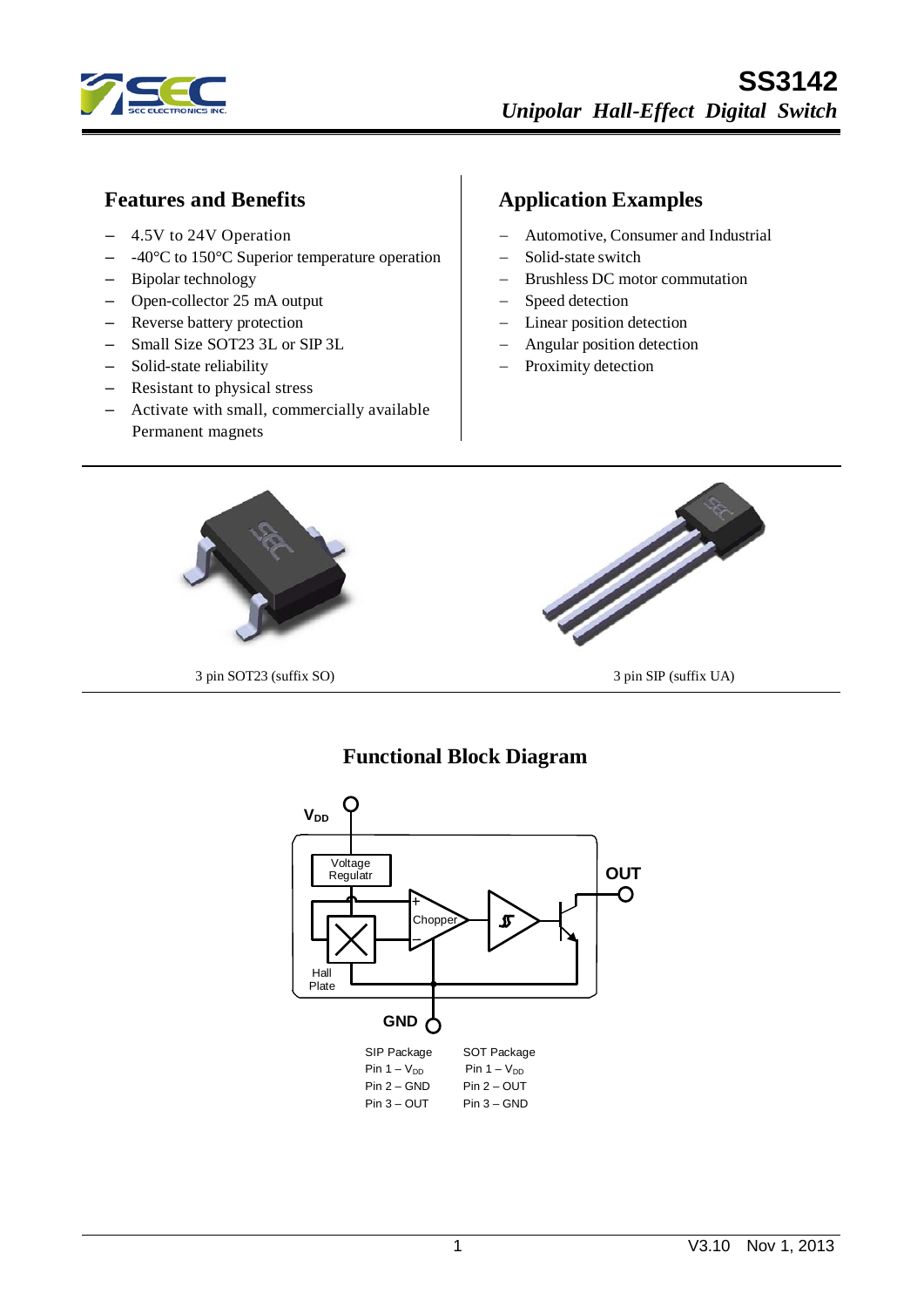# SS3142

*Unipolar Hall-Effect Digital Switch*

## Features and Benefits

- 4.5V to 24V Operation
- -40°C to 150°C Superior temperature operation
- Bipolar technology
- Open-collector 25 mA output
- Reverse battery protection
- Small Size SOT23 3L or SIP 3L
- Solid-state reliability
- Resistant to physical stress
- Activate with small, commercially available Permanent magnets

## Application Examples

- Automotive, Consumer and Industrial
- Solid-state switch
- Brushless DC motor commutation
- Speed detection
- Linear position detection
- Angular position detection
- Proximity detection

3 pin SOT23 (suffix SO)

3 pin SIP (suffix UA)

## Functional Block Diagram

$V_{DD}$

Voltage Regulatr

Chopper

Hall Plate

OUT

GND

| SIP Package | SOT Package |
|---|---|
| Pin 1 – $V_{DD}$ | Pin 1 – $V_{DD}$ |
| Pin 2 – GND | Pin 2 – OUT |
| Pin 3 – OUT | Pin 3 – GND |

V3.10 Nov 1, 2013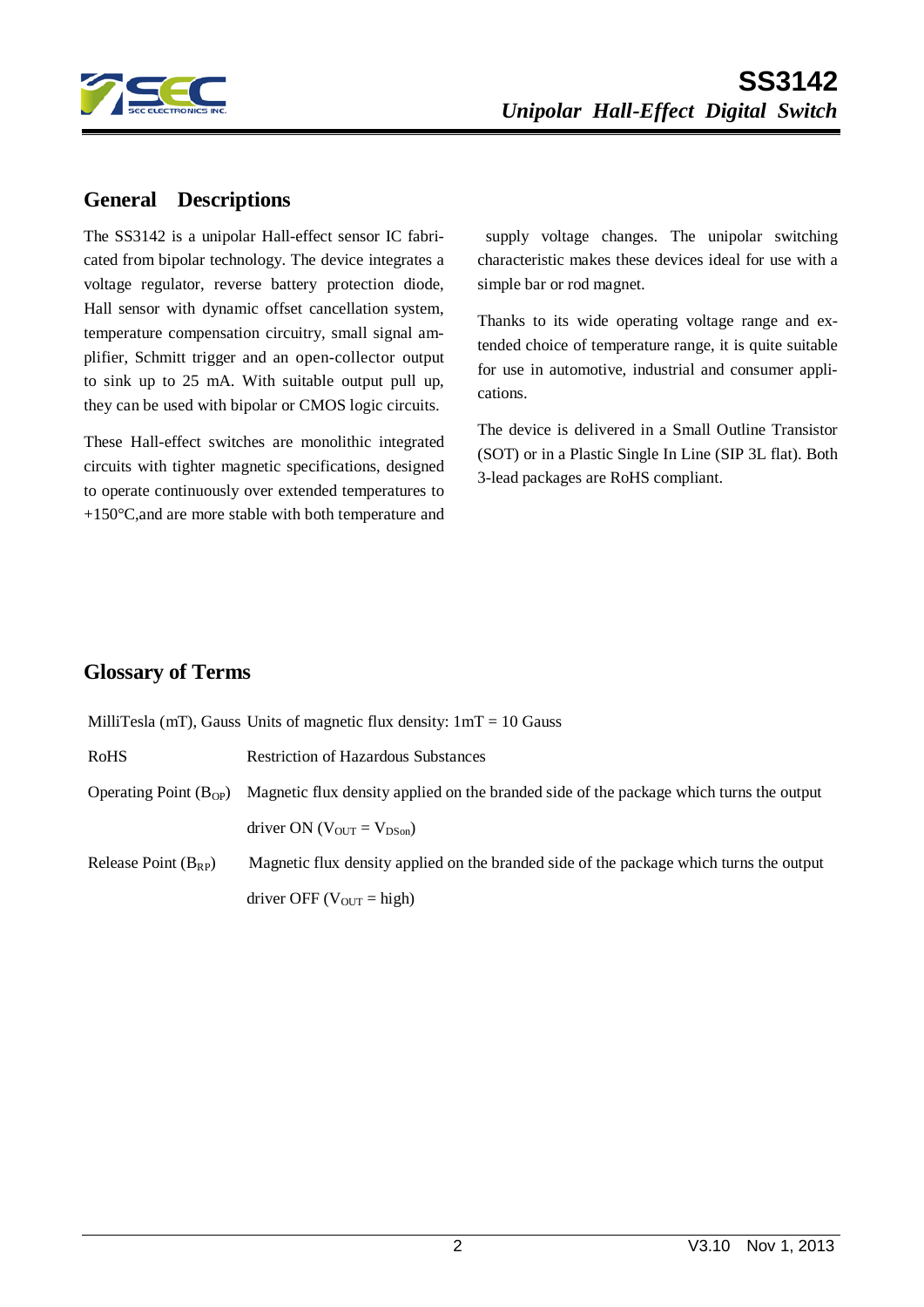## General Descriptions

The SS3142 is a unipolar Hall-effect sensor IC fabricated from bipolar technology. The device integrates a voltage regulator, reverse battery protection diode, Hall sensor with dynamic offset cancellation system, temperature compensation circuitry, small signal amplifier, Schmitt trigger and an open-collector output to sink up to 25 mA. With suitable output pull up, they can be used with bipolar or CMOS logic circuits.

These Hall-effect switches are monolithic integrated circuits with tighter magnetic specifications, designed to operate continuously over extended temperatures to +150°C,and are more stable with both temperature and supply voltage changes. The unipolar switching characteristic makes these devices ideal for use with a simple bar or rod magnet.

Thanks to its wide operating voltage range and extended choice of temperature range, it is quite suitable for use in automotive, industrial and consumer applications.

The device is delivered in a Small Outline Transistor (SOT) or in a Plastic Single In Line (SIP 3L flat). Both 3-lead packages are RoHS compliant.

## Glossary of Terms

| | |
|---|---|
| MilliTesla (mT), Gauss | Units of magnetic flux density: 1mT = 10 Gauss |
| RoHS | Restriction of Hazardous Substances |
| Operating Point ($B_{OP}$) | Magnetic flux density applied on the branded side of the package which turns the output driver ON ($V_{OUT} = V_{DSon}$) |
| Release Point ($B_{RP}$) | Magnetic flux density applied on the branded side of the package which turns the output driver OFF ($V_{OUT}$ = high) |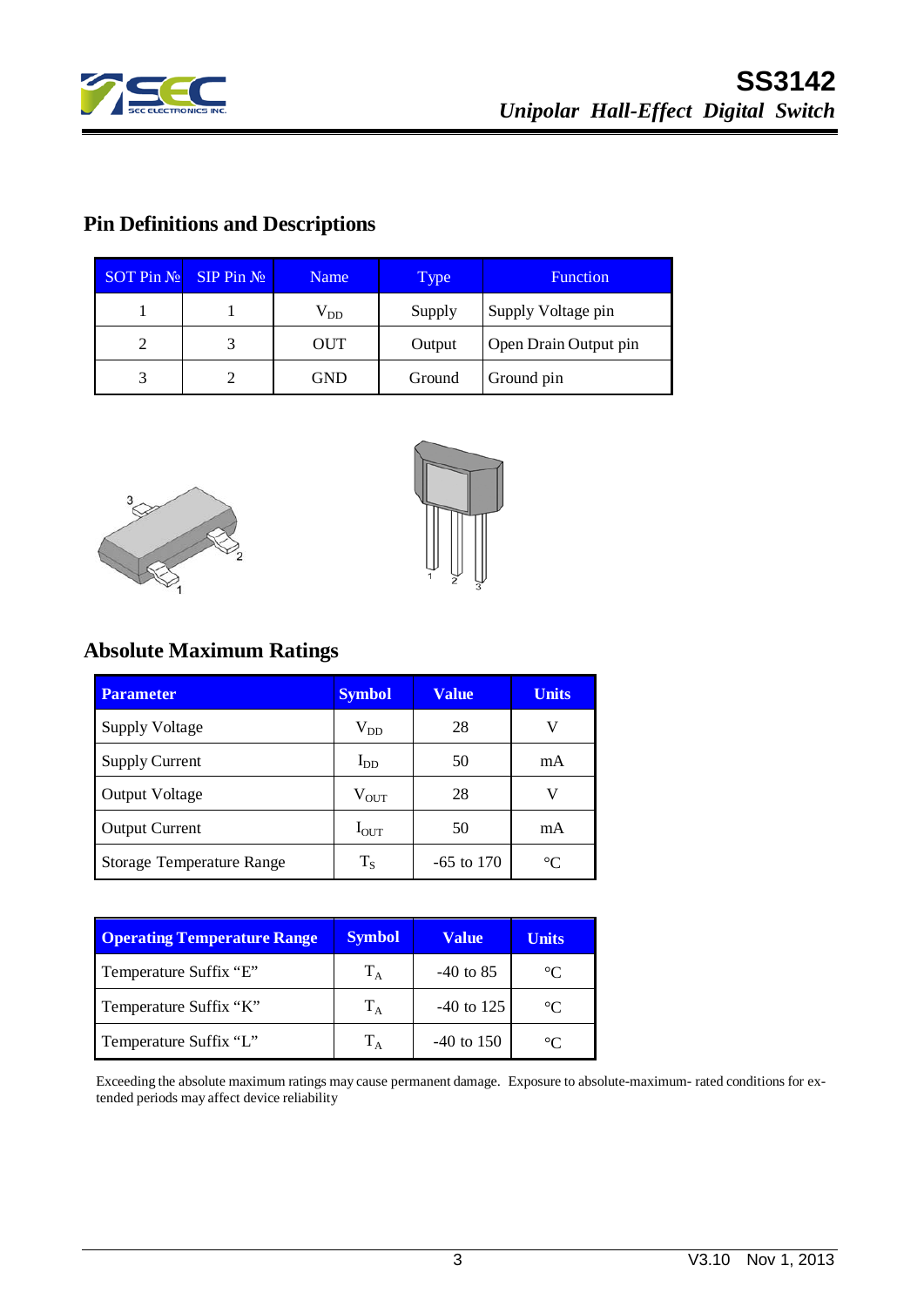## Pin Definitions and Descriptions

| SOT Pin № | SIP Pin № | Name | Type | Function |
|---|---|---|---|---|
| 1 | 1 | $V_{DD}$ | Supply | Supply Voltage pin |
| 2 | 3 | OUT | Output | Open Drain Output pin |
| 3 | 2 | GND | Ground | Ground pin |

## Absolute Maximum Ratings

| Parameter | Symbol | Value | Units |
|---|---|---|---|
| Supply Voltage | $V_{DD}$ | 28 | V |
| Supply Current | $I_{DD}$ | 50 | mA |
| Output Voltage | $V_{OUT}$ | 28 | V |
| Output Current | $I_{OUT}$ | 50 | mA |
| Storage Temperature Range | $T_S$ | -65 to 170 | °C |

| Operating Temperature Range | Symbol | Value | Units |
|---|---|---|---|
| Temperature Suffix “E” | $T_A$ | -40 to 85 | °C |
| Temperature Suffix “K” | $T_A$ | -40 to 125 | °C |
| Temperature Suffix “L” | $T_A$ | -40 to 150 | °C |

Exceeding the absolute maximum ratings may cause permanent damage. Exposure to absolute-maximum- rated conditions for extended periods may affect device reliability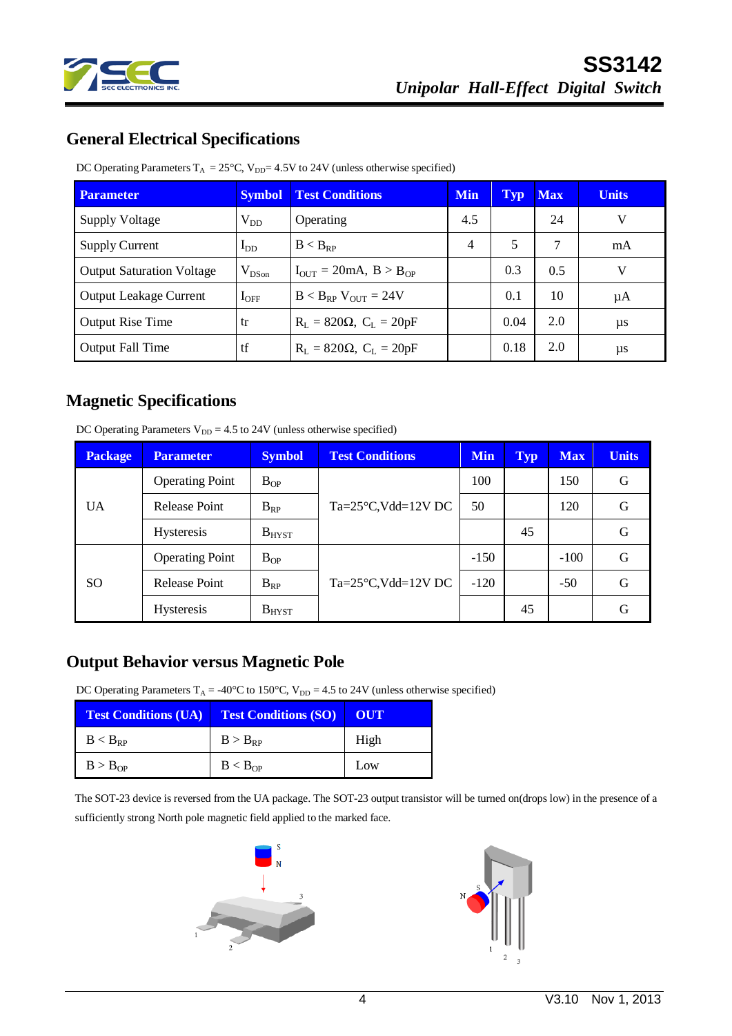## General Electrical Specifications

DC Operating Parameters $T_A$ = 25°C, $V_{DD}$= 4.5V to 24V (unless otherwise specified)

| Parameter | Symbol | Test Conditions | Min | Typ | Max | Units |
|---|---|---|---|---|---|---|
| Supply Voltage | $V_{DD}$ | Operating | 4.5 | | 24 | V |
| Supply Current | $I_{DD}$ | $B < B_{RP}$ | 4 | 5 | 7 | mA |
| Output Saturation Voltage | $V_{DSon}$ | $I_{OUT}$ = 20mA, $B > B_{OP}$ | | 0.3 | 0.5 | V |
| Output Leakage Current | $I_{OFF}$ | $B < B_{RP}$ $V_{OUT}$ = 24V | | 0.1 | 10 | μA |
| Output Rise Time | tr | $R_L$ = 820Ω, $C_L$ = 20pF | | 0.04 | 2.0 | μs |
| Output Fall Time | tf | $R_L$ = 820Ω, $C_L$ = 20pF | | 0.18 | 2.0 | μs |

## Magnetic Specifications

DC Operating Parameters $V_{DD}$ = 4.5 to 24V (unless otherwise specified)

| Package | Parameter | Symbol | Test Conditions | Min | Typ | Max | Units |
|---|---|---|---|---|---|---|---|
| UA | Operating Point | $B_{OP}$ | Ta=25°C,Vdd=12V DC | 100 | | 150 | G |
| | Release Point | $B_{RP}$ | | 50 | | 120 | G |
| | Hysteresis | $B_{HYST}$ | | | 45 | | G |
| SO | Operating Point | $B_{OP}$ | Ta=25°C,Vdd=12V DC | -150 | | -100 | G |
| | Release Point | $B_{RP}$ | | -120 | | -50 | G |
| | Hysteresis | $B_{HYST}$ | | | 45 | | G |

## Output Behavior versus Magnetic Pole

DC Operating Parameters $T_A$ = -40°C to 150°C, $V_{DD}$ = 4.5 to 24V (unless otherwise specified)

| Test Conditions (UA) | Test Conditions (SO) | OUT |
|---|---|---|
| $B < B_{RP}$ | $B > B_{RP}$ | High |
| $B > B_{OP}$ | $B < B_{OP}$ | Low |

The SOT-23 device is reversed from the UA package. The SOT-23 output transistor will be turned on(drops low) in the presence of a sufficiently strong North pole magnetic field applied to the marked face.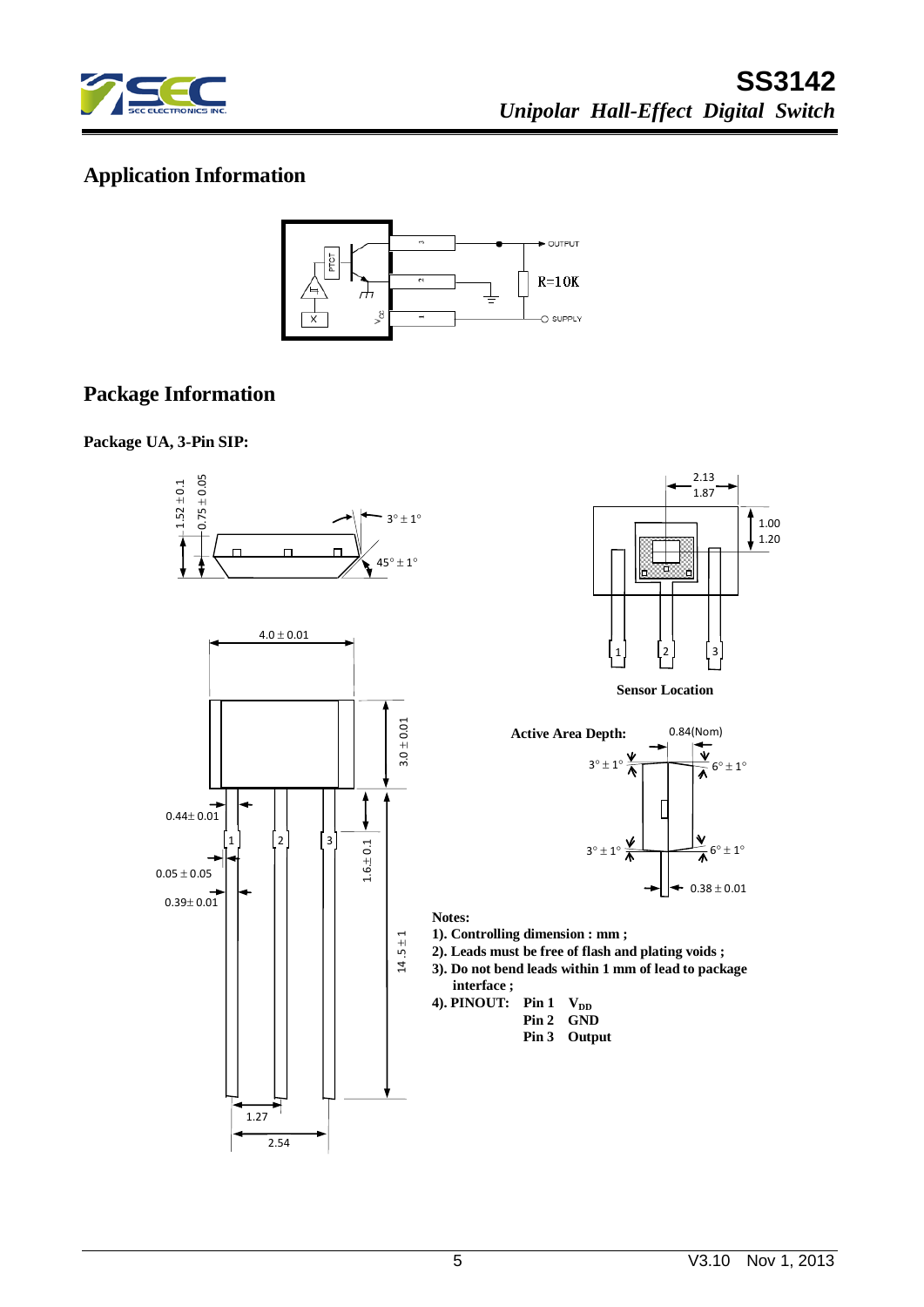## Application Information

## Package Information

**Package UA, 3-Pin SIP:**

Sensor Location

Active Area Depth: 0.84(Nom)

**Notes:**

**1). Controlling dimension : mm ;**

**2). Leads must be free of flash and plating voids ;**

**3). Do not bend leads within 1 mm of lead to package interface ;**

**4). PINOUT:**

| | |
|---|---|
| **Pin 1** | **$V_{DD}$** |
| **Pin 2** | **GND** |
| **Pin 3** | **Output** |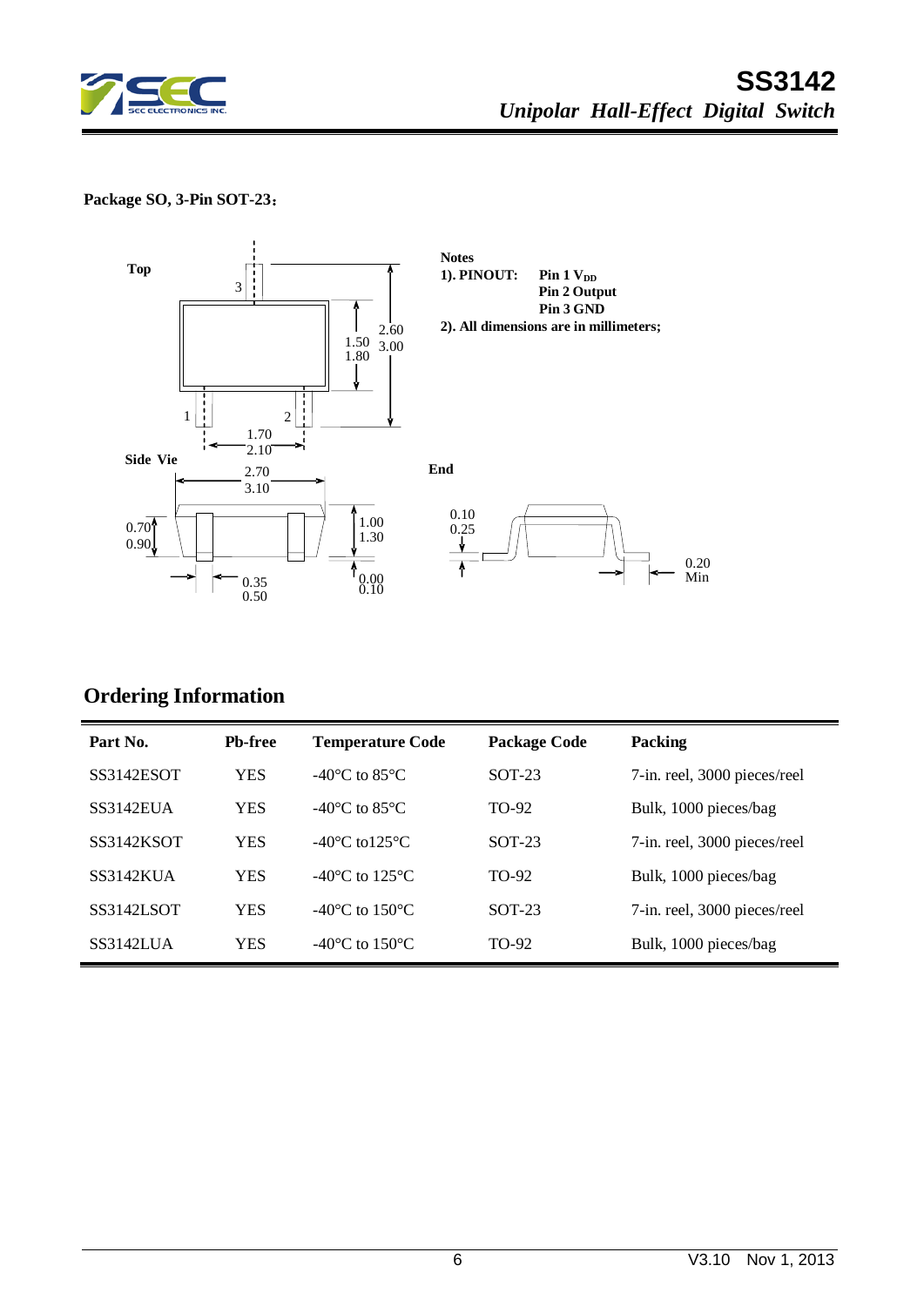**Package SO, 3-Pin SOT-23：**

Top

3

1.50
1.80

2.60
3.00

1 2

1.70
2.10

Side Vie

2.70
3.10

0.70
0.90

1.00
1.30

0.35
0.50

0.00
0.10

**Notes**

**1). PINOUT:** **Pin 1 $V_{DD}$**
**Pin 2 Output**
**Pin 3 GND**

**2). All dimensions are in millimeters;**

End

0.10
0.25

0.20
Min

## Ordering Information

| Part No. | Pb-free | Temperature Code | Package Code | Packing |
|---|---|---|---|---|
| SS3142ESOT | YES | -40°C to 85°C | SOT-23 | 7-in. reel, 3000 pieces/reel |
| SS3142EUA | YES | -40°C to 85°C | TO-92 | Bulk, 1000 pieces/bag |
| SS3142KSOT | YES | -40°C to125°C | SOT-23 | 7-in. reel, 3000 pieces/reel |
| SS3142KUA | YES | -40°C to 125°C | TO-92 | Bulk, 1000 pieces/bag |
| SS3142LSOT | YES | -40°C to 150°C | SOT-23 | 7-in. reel, 3000 pieces/reel |
| SS3142LUA | YES | -40°C to 150°C | TO-92 | Bulk, 1000 pieces/bag |